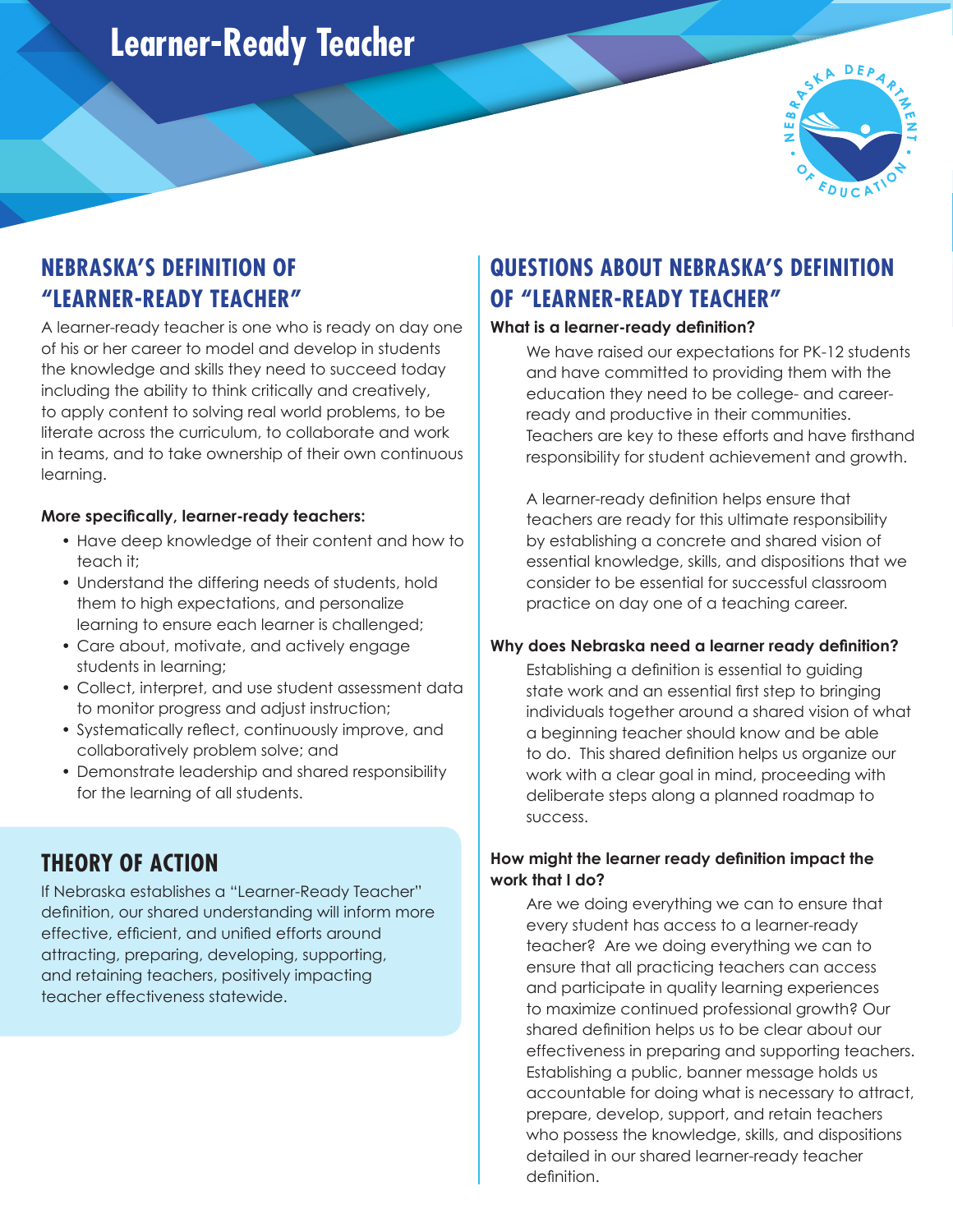# Learner-Ready Teacher

## NEBRASKA'S DEFINITION OF "LEARNER-READY TEACHER"

A learner-ready teacher is one who is ready on day one of his or her career to model and develop in students the knowledge and skills they need to succeed today including the ability to think critically and creatively, to apply content to solving real world problems, to be literate across the curriculum, to collaborate and work in teams, and to take ownership of their own continuous learning.

**More specifically, learner-ready teachers:**

- Have deep knowledge of their content and how to teach it;
- Understand the differing needs of students, hold them to high expectations, and personalize learning to ensure each learner is challenged;
- Care about, motivate, and actively engage students in learning;
- Collect, interpret, and use student assessment data to monitor progress and adjust instruction;
- Systematically reflect, continuously improve, and collaboratively problem solve; and
- Demonstrate leadership and shared responsibility for the learning of all students.

## THEORY OF ACTION

If Nebraska establishes a "Learner-Ready Teacher" definition, our shared understanding will inform more effective, efficient, and unified efforts around attracting, preparing, developing, supporting, and retaining teachers, positively impacting teacher effectiveness statewide.

## QUESTIONS ABOUT NEBRASKA'S DEFINITION OF "LEARNER-READY TEACHER"

**What is a learner-ready definition?**

We have raised our expectations for PK-12 students and have committed to providing them with the education they need to be college- and career-ready and productive in their communities. Teachers are key to these efforts and have firsthand responsibility for student achievement and growth.

A learner-ready definition helps ensure that teachers are ready for this ultimate responsibility by establishing a concrete and shared vision of essential knowledge, skills, and dispositions that we consider to be essential for successful classroom practice on day one of a teaching career.

**Why does Nebraska need a learner ready definition?**

Establishing a definition is essential to guiding state work and an essential first step to bringing individuals together around a shared vision of what a beginning teacher should know and be able to do. This shared definition helps us organize our work with a clear goal in mind, proceeding with deliberate steps along a planned roadmap to success.

**How might the learner ready definition impact the work that I do?**

Are we doing everything we can to ensure that every student has access to a learner-ready teacher? Are we doing everything we can to ensure that all practicing teachers can access and participate in quality learning experiences to maximize continued professional growth? Our shared definition helps us to be clear about our effectiveness in preparing and supporting teachers. Establishing a public, banner message holds us accountable for doing what is necessary to attract, prepare, develop, support, and retain teachers who possess the knowledge, skills, and dispositions detailed in our shared learner-ready teacher definition.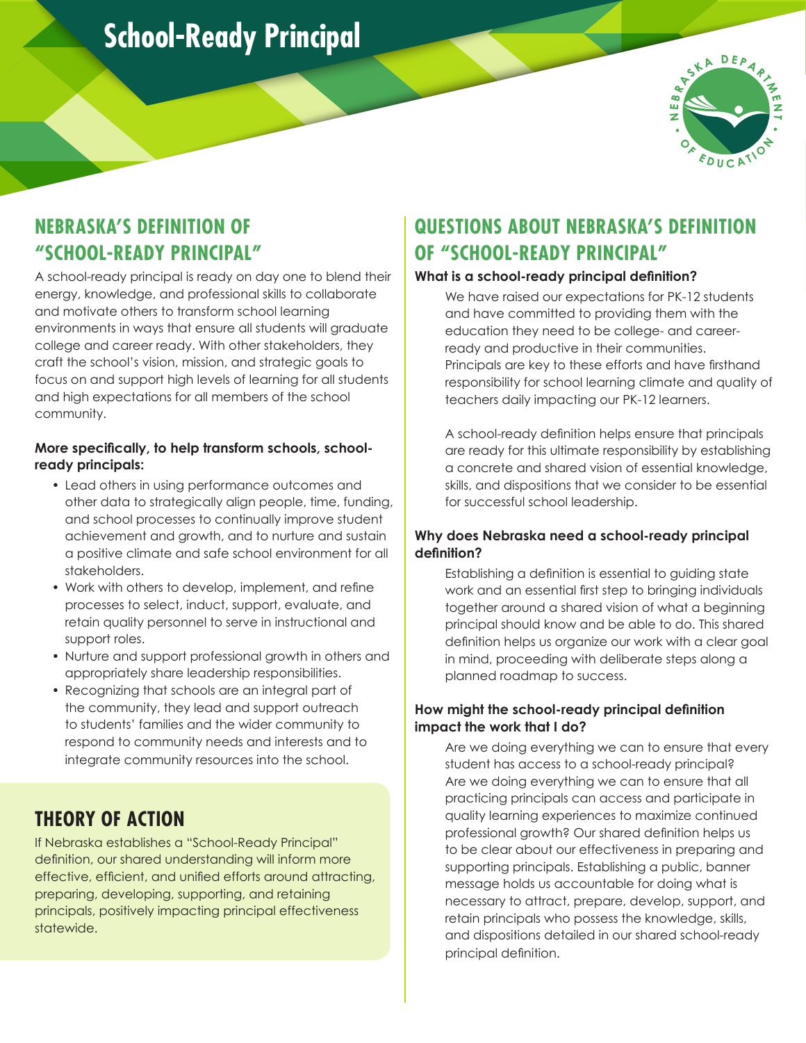# School-Ready Principal

## NEBRASKA'S DEFINITION OF "SCHOOL-READY PRINCIPAL"

A school-ready principal is ready on day one to blend their energy, knowledge, and professional skills to collaborate and motivate others to transform school learning environments in ways that ensure all students will graduate college and career ready. With other stakeholders, they craft the school's vision, mission, and strategic goals to focus on and support high levels of learning for all students and high expectations for all members of the school community.

**More specifically, to help transform schools, school-ready principals:**

- Lead others in using performance outcomes and other data to strategically align people, time, funding, and school processes to continually improve student achievement and growth, and to nurture and sustain a positive climate and safe school environment for all stakeholders.
- Work with others to develop, implement, and refine processes to select, induct, support, evaluate, and retain quality personnel to serve in instructional and support roles.
- Nurture and support professional growth in others and appropriately share leadership responsibilities.
- Recognizing that schools are an integral part of the community, they lead and support outreach to students' families and the wider community to respond to community needs and interests and to integrate community resources into the school.

## THEORY OF ACTION

If Nebraska establishes a "School-Ready Principal" definition, our shared understanding will inform more effective, efficient, and unified efforts around attracting, preparing, developing, supporting, and retaining principals, positively impacting principal effectiveness statewide.

## QUESTIONS ABOUT NEBRASKA'S DEFINITION OF "SCHOOL-READY PRINCIPAL"

**What is a school-ready principal definition?**

We have raised our expectations for PK-12 students and have committed to providing them with the education they need to be college- and career-ready and productive in their communities. Principals are key to these efforts and have firsthand responsibility for school learning climate and quality of teachers daily impacting our PK-12 learners.

A school-ready definition helps ensure that principals are ready for this ultimate responsibility by establishing a concrete and shared vision of essential knowledge, skills, and dispositions that we consider to be essential for successful school leadership.

**Why does Nebraska need a school-ready principal definition?**

Establishing a definition is essential to guiding state work and an essential first step to bringing individuals together around a shared vision of what a beginning principal should know and be able to do. This shared definition helps us organize our work with a clear goal in mind, proceeding with deliberate steps along a planned roadmap to success.

**How might the school-ready principal definition impact the work that I do?**

Are we doing everything we can to ensure that every student has access to a school-ready principal? Are we doing everything we can to ensure that all practicing principals can access and participate in quality learning experiences to maximize continued professional growth? Our shared definition helps us to be clear about our effectiveness in preparing and supporting principals. Establishing a public, banner message holds us accountable for doing what is necessary to attract, prepare, develop, support, and retain principals who possess the knowledge, skills, and dispositions detailed in our shared school-ready principal definition.